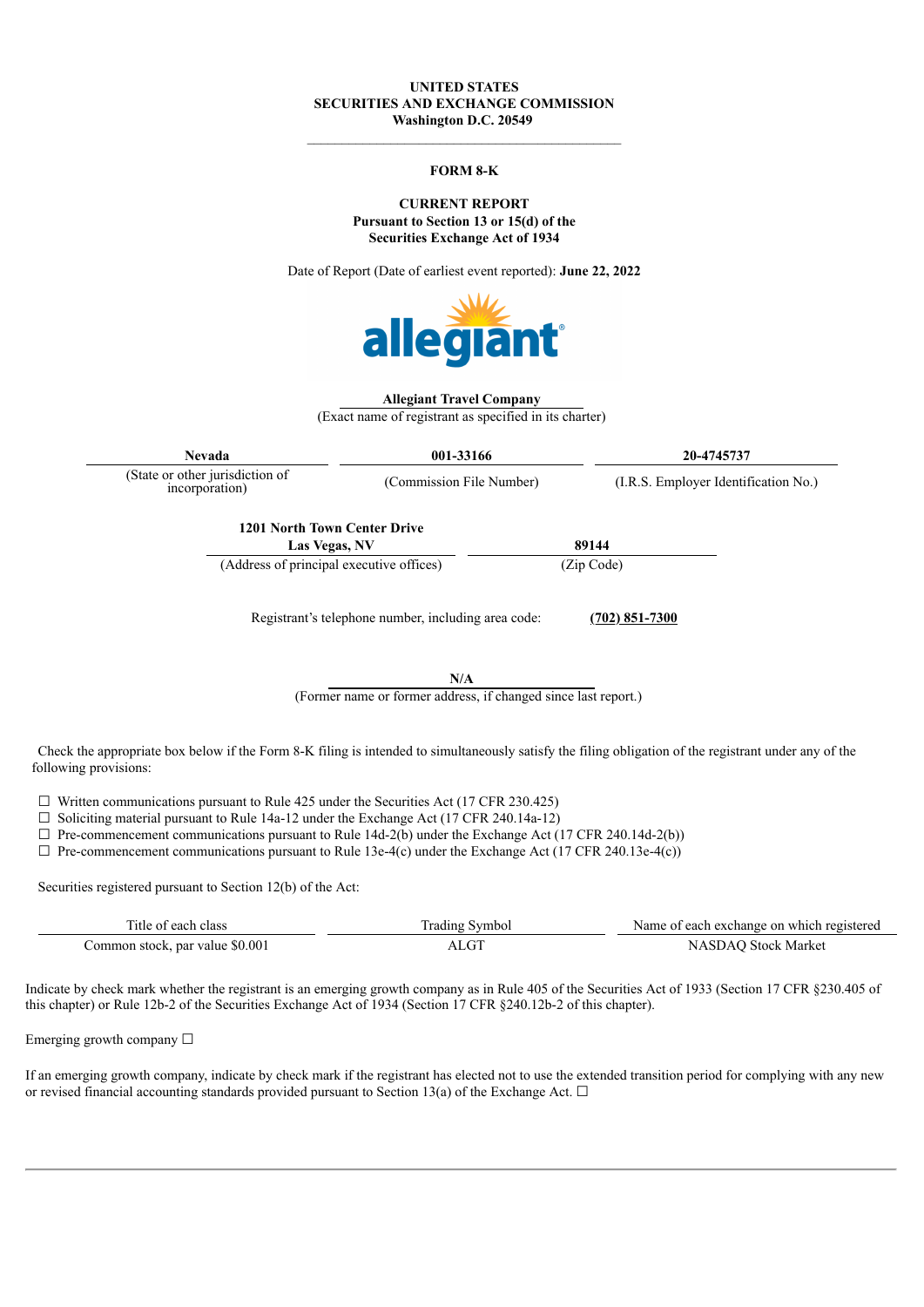**UNITED STATES**
**SECURITIES AND EXCHANGE COMMISSION**
**Washington D.C. 20549**

---

**FORM 8-K**

**CURRENT REPORT**
**Pursuant to Section 13 or 15(d) of the**
**Securities Exchange Act of 1934**

Date of Report (Date of earliest event reported): **June 22, 2022**

**Allegiant Travel Company**
(Exact name of registrant as specified in its charter)

| **Nevada** | **001-33166** | **20-4745737** |
|---|---|---|
| (State or other jurisdiction of incorporation) | (Commission File Number) | (I.R.S. Employer Identification No.) |

| **1201 North Town Center Drive Las Vegas, NV** | **89144** |
|---|---|
| (Address of principal executive offices) | (Zip Code) |

Registrant's telephone number, including area code: **(702) 851-7300**

**N/A**
(Former name or former address, if changed since last report.)

Check the appropriate box below if the Form 8-K filing is intended to simultaneously satisfy the filing obligation of the registrant under any of the following provisions:

☐ Written communications pursuant to Rule 425 under the Securities Act (17 CFR 230.425)
☐ Soliciting material pursuant to Rule 14a-12 under the Exchange Act (17 CFR 240.14a-12)
☐ Pre-commencement communications pursuant to Rule 14d-2(b) under the Exchange Act (17 CFR 240.14d-2(b))
☐ Pre-commencement communications pursuant to Rule 13e-4(c) under the Exchange Act (17 CFR 240.13e-4(c))

Securities registered pursuant to Section 12(b) of the Act:

| Title of each class | Trading Symbol | Name of each exchange on which registered |
|---|---|---|
| Common stock, par value $0.001 | ALGT | NASDAQ Stock Market |

Indicate by check mark whether the registrant is an emerging growth company as in Rule 405 of the Securities Act of 1933 (Section 17 CFR §230.405 of this chapter) or Rule 12b-2 of the Securities Exchange Act of 1934 (Section 17 CFR §240.12b-2 of this chapter).

Emerging growth company ☐

If an emerging growth company, indicate by check mark if the registrant has elected not to use the extended transition period for complying with any new or revised financial accounting standards provided pursuant to Section 13(a) of the Exchange Act. ☐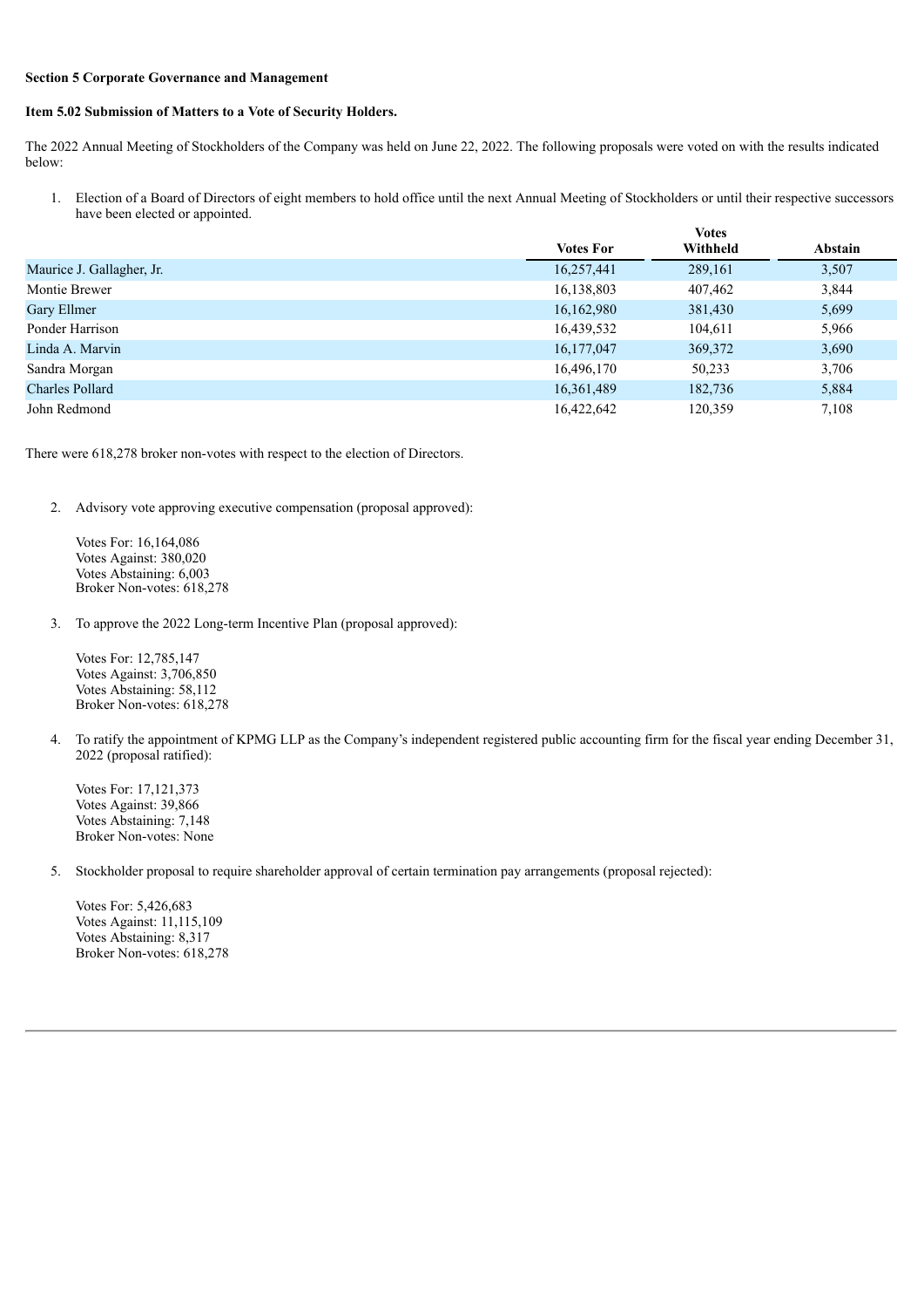**Section 5 Corporate Governance and Management**

**Item 5.02 Submission of Matters to a Vote of Security Holders.**

The 2022 Annual Meeting of Stockholders of the Company was held on June 22, 2022. The following proposals were voted on with the results indicated below:

1. Election of a Board of Directors of eight members to hold office until the next Annual Meeting of Stockholders or until their respective successors have been elected or appointed.

| | Votes For | Votes Withheld | Abstain |
|---|---|---|---|
| Maurice J. Gallagher, Jr. | 16,257,441 | 289,161 | 3,507 |
| Montie Brewer | 16,138,803 | 407,462 | 3,844 |
| Gary Ellmer | 16,162,980 | 381,430 | 5,699 |
| Ponder Harrison | 16,439,532 | 104,611 | 5,966 |
| Linda A. Marvin | 16,177,047 | 369,372 | 3,690 |
| Sandra Morgan | 16,496,170 | 50,233 | 3,706 |
| Charles Pollard | 16,361,489 | 182,736 | 5,884 |
| John Redmond | 16,422,642 | 120,359 | 7,108 |

There were 618,278 broker non-votes with respect to the election of Directors.

2. Advisory vote approving executive compensation (proposal approved):

   Votes For: 16,164,086
   Votes Against: 380,020
   Votes Abstaining: 6,003
   Broker Non-votes: 618,278

3. To approve the 2022 Long-term Incentive Plan (proposal approved):

   Votes For: 12,785,147
   Votes Against: 3,706,850
   Votes Abstaining: 58,112
   Broker Non-votes: 618,278

4. To ratify the appointment of KPMG LLP as the Company's independent registered public accounting firm for the fiscal year ending December 31, 2022 (proposal ratified):

   Votes For: 17,121,373
   Votes Against: 39,866
   Votes Abstaining: 7,148
   Broker Non-votes: None

5. Stockholder proposal to require shareholder approval of certain termination pay arrangements (proposal rejected):

   Votes For: 5,426,683
   Votes Against: 11,115,109
   Votes Abstaining: 8,317
   Broker Non-votes: 618,278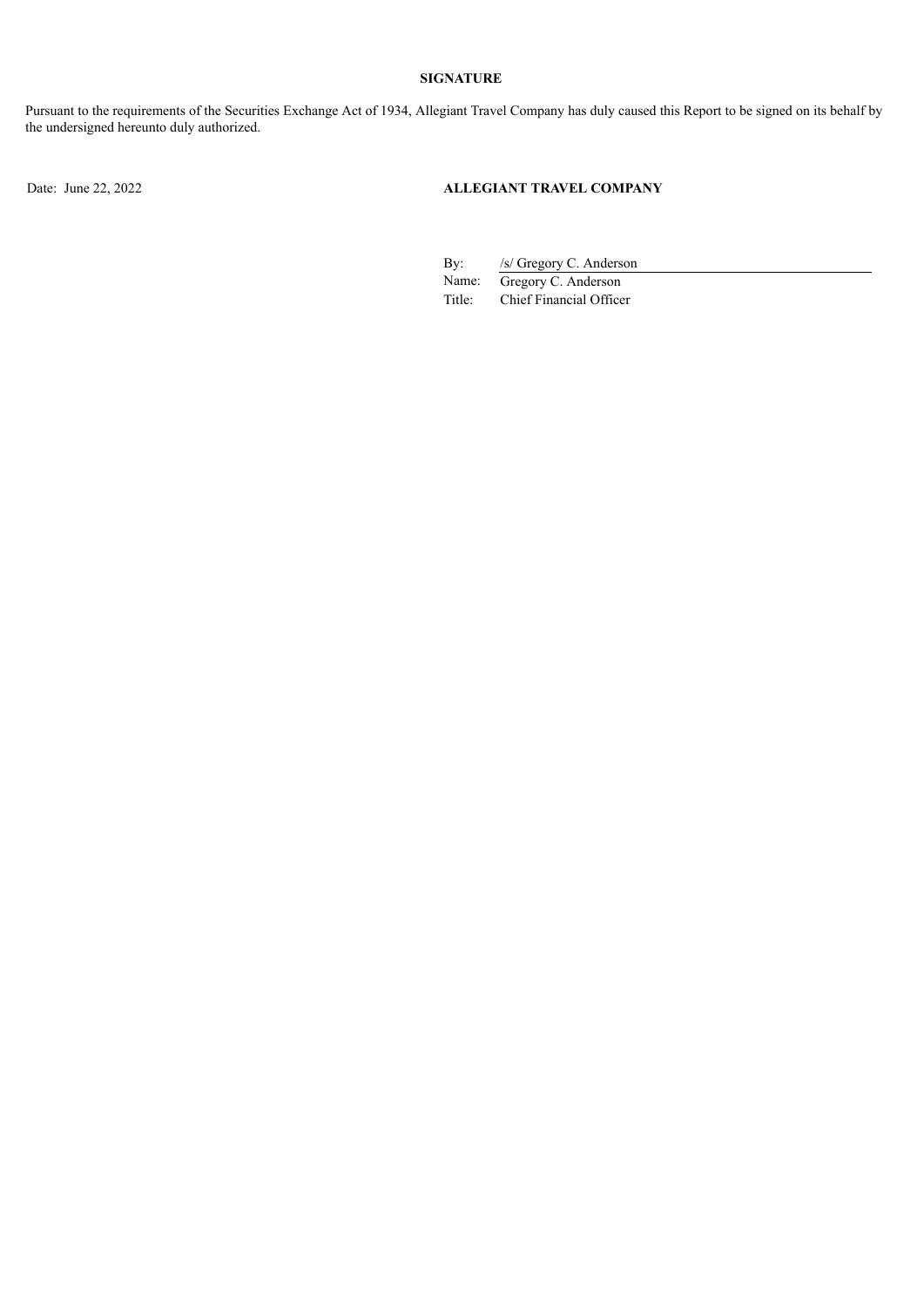**SIGNATURE**

Pursuant to the requirements of the Securities Exchange Act of 1934, Allegiant Travel Company has duly caused this Report to be signed on its behalf by the undersigned hereunto duly authorized.

Date: June 22, 2022

**ALLEGIANT TRAVEL COMPANY**

| | |
|---|---|
| By: | /s/ Gregory C. Anderson |
| Name: | Gregory C. Anderson |
| Title: | Chief Financial Officer |